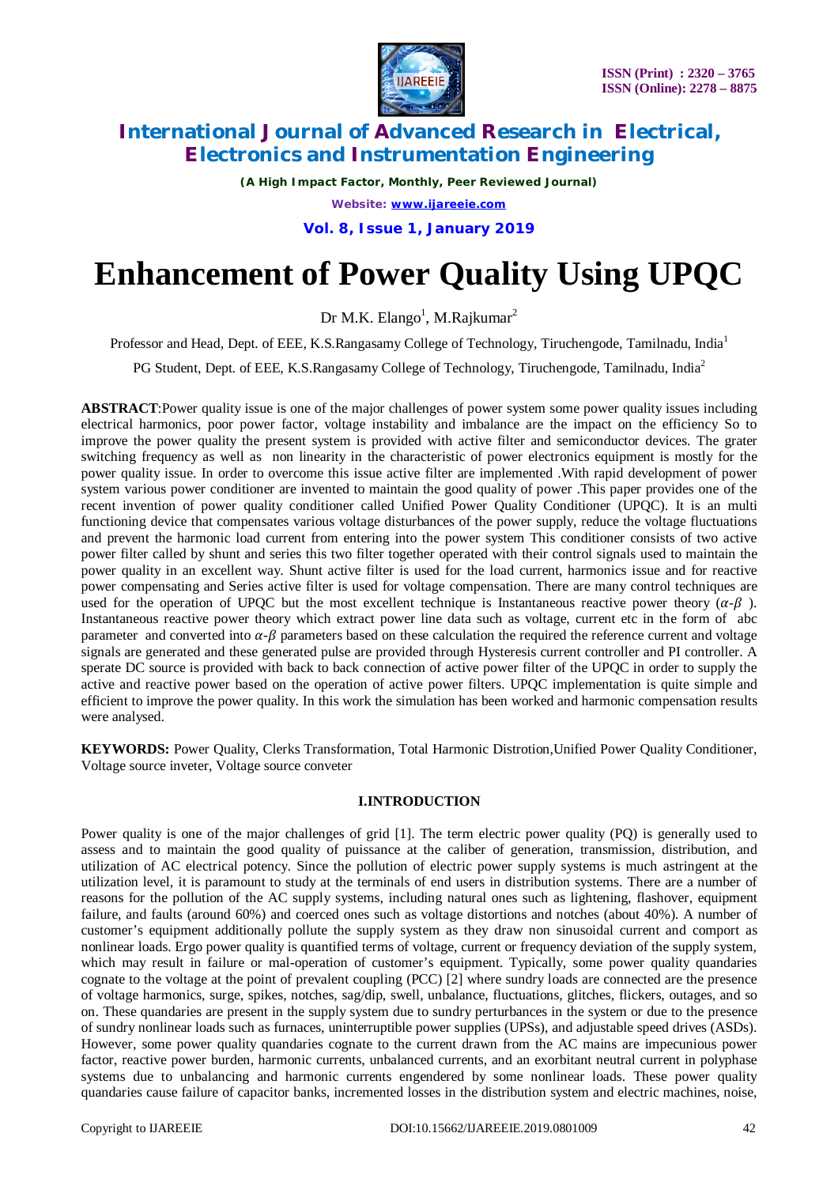# Enhancement of Power Quality Using UPQC

Dr M.K. Elango[1], M.Rajkumar[2]

Professor and Head, Dept. of EEE, K.S.Rangasamy College of Technology, Tiruchengode, Tamilnadu, India[1]

PG Student, Dept. of EEE, K.S.Rangasamy College of Technology, Tiruchengode, Tamilnadu, India[2]

**ABSTRACT**:Power quality issue is one of the major challenges of power system some power quality issues including electrical harmonics, poor power factor, voltage instability and imbalance are the impact on the efficiency So to improve the power quality the present system is provided with active filter and semiconductor devices. The grater switching frequency as well as non linearity in the characteristic of power electronics equipment is mostly for the power quality issue. In order to overcome this issue active filter are implemented .With rapid development of power system various power conditioner are invented to maintain the good quality of power .This paper provides one of the recent invention of power quality conditioner called Unified Power Quality Conditioner (UPQC). It is an multi functioning device that compensates various voltage disturbances of the power supply, reduce the voltage fluctuations and prevent the harmonic load current from entering into the power system This conditioner consists of two active power filter called by shunt and series this two filter together operated with their control signals used to maintain the power quality in an excellent way. Shunt active filter is used for the load current, harmonics issue and for reactive power compensating and Series active filter is used for voltage compensation. There are many control techniques are used for the operation of UPQC but the most excellent technique is Instantaneous reactive power theory ($\alpha$-$\beta$ ). Instantaneous reactive power theory which extract power line data such as voltage, current etc in the form of abc parameter and converted into $\alpha$-$\beta$ parameters based on these calculation the required the reference current and voltage signals are generated and these generated pulse are provided through Hysteresis current controller and PI controller. A sperate DC source is provided with back to back connection of active power filter of the UPQC in order to supply the active and reactive power based on the operation of active power filters. UPQC implementation is quite simple and efficient to improve the power quality. In this work the simulation has been worked and harmonic compensation results were analysed.

**KEYWORDS:** Power Quality, Clerks Transformation, Total Harmonic Distrotion,Unified Power Quality Conditioner, Voltage source inveter, Voltage source conveter

## I.INTRODUCTION

Power quality is one of the major challenges of grid [1]. The term electric power quality (PQ) is generally used to assess and to maintain the good quality of puissance at the caliber of generation, transmission, distribution, and utilization of AC electrical potency. Since the pollution of electric power supply systems is much astringent at the utilization level, it is paramount to study at the terminals of end users in distribution systems. There are a number of reasons for the pollution of the AC supply systems, including natural ones such as lightening, flashover, equipment failure, and faults (around 60%) and coerced ones such as voltage distortions and notches (about 40%). A number of customer's equipment additionally pollute the supply system as they draw non sinusoidal current and comport as nonlinear loads. Ergo power quality is quantified terms of voltage, current or frequency deviation of the supply system, which may result in failure or mal-operation of customer's equipment. Typically, some power quality quandaries cognate to the voltage at the point of prevalent coupling (PCC) [2] where sundry loads are connected are the presence of voltage harmonics, surge, spikes, notches, sag/dip, swell, unbalance, fluctuations, glitches, flickers, outages, and so on. These quandaries are present in the supply system due to sundry perturbances in the system or due to the presence of sundry nonlinear loads such as furnaces, uninterruptible power supplies (UPSs), and adjustable speed drives (ASDs). However, some power quality quandaries cognate to the current drawn from the AC mains are impecunious power factor, reactive power burden, harmonic currents, unbalanced currents, and an exorbitant neutral current in polyphase systems due to unbalancing and harmonic currents engendered by some nonlinear loads. These power quality quandaries cause failure of capacitor banks, incremented losses in the distribution system and electric machines, noise,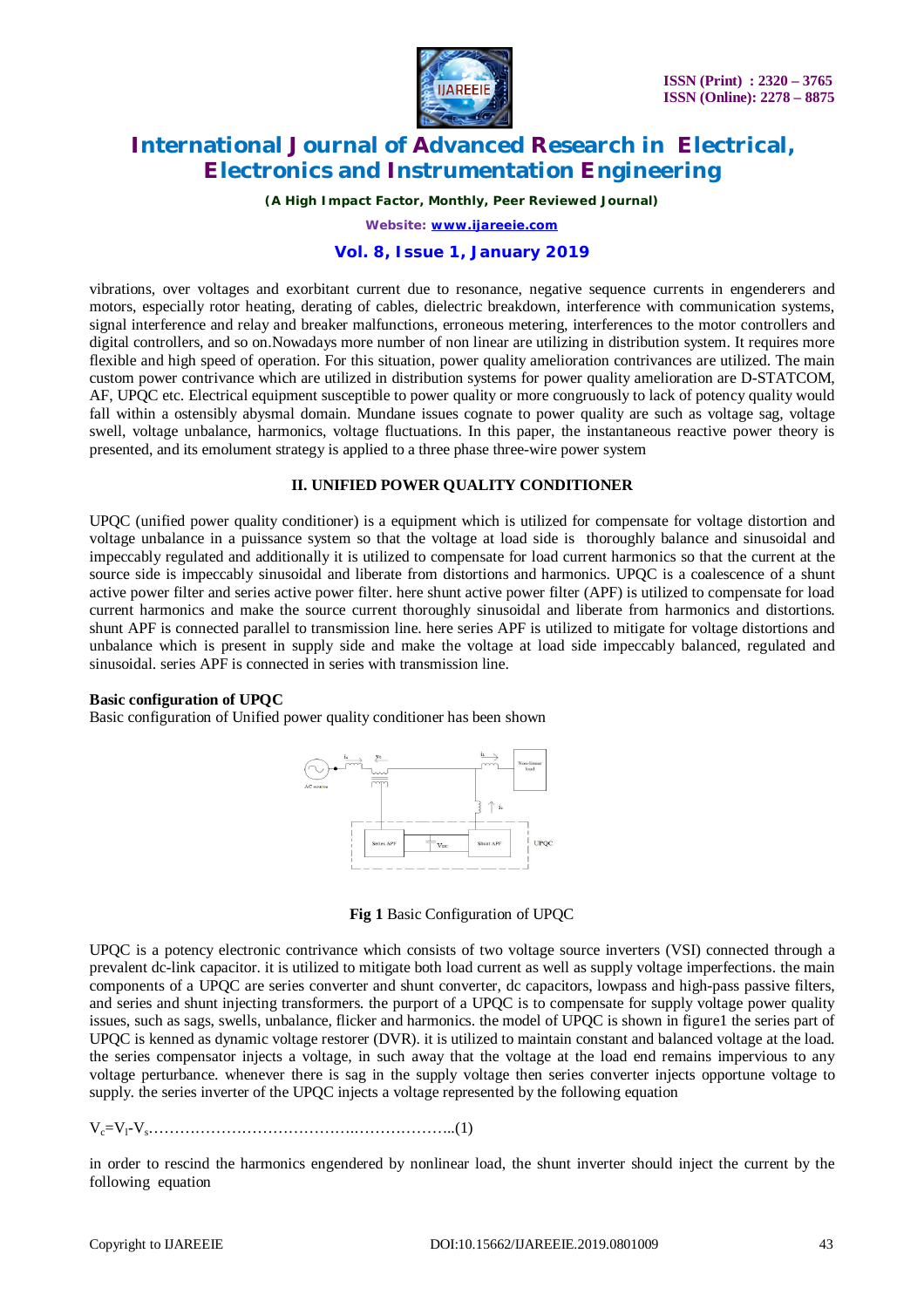vibrations, over voltages and exorbitant current due to resonance, negative sequence currents in engenderers and motors, especially rotor heating, derating of cables, dielectric breakdown, interference with communication systems, signal interference and relay and breaker malfunctions, erroneous metering, interferences to the motor controllers and digital controllers, and so on.Nowadays more number of non linear are utilizing in distribution system. It requires more flexible and high speed of operation. For this situation, power quality amelioration contrivances are utilized. The main custom power contrivance which are utilized in distribution systems for power quality amelioration are D-STATCOM, AF, UPQC etc. Electrical equipment susceptible to power quality or more congruously to lack of potency quality would fall within a ostensibly abysmal domain. Mundane issues cognate to power quality are such as voltage sag, voltage swell, voltage unbalance, harmonics, voltage fluctuations. In this paper, the instantaneous reactive power theory is presented, and its emolument strategy is applied to a three phase three-wire power system

## II. UNIFIED POWER QUALITY CONDITIONER

UPQC (unified power quality conditioner) is a equipment which is utilized for compensate for voltage distortion and voltage unbalance in a puissance system so that the voltage at load side is thoroughly balance and sinusoidal and impeccably regulated and additionally it is utilized to compensate for load current harmonics so that the current at the source side is impeccably sinusoidal and liberate from distortions and harmonics. UPQC is a coalescence of a shunt active power filter and series active power filter. here shunt active power filter (APF) is utilized to compensate for load current harmonics and make the source current thoroughly sinusoidal and liberate from harmonics and distortions. shunt APF is connected parallel to transmission line. here series APF is utilized to mitigate for voltage distortions and unbalance which is present in supply side and make the voltage at load side impeccably balanced, regulated and sinusoidal. series APF is connected in series with transmission line.

**Basic configuration of UPQC**

Basic configuration of Unified power quality conditioner has been shown

**Fig 1** Basic Configuration of UPQC

UPQC is a potency electronic contrivance which consists of two voltage source inverters (VSI) connected through a prevalent dc-link capacitor. it is utilized to mitigate both load current as well as supply voltage imperfections. the main components of a UPQC are series converter and shunt converter, dc capacitors, lowpass and high-pass passive filters, and series and shunt injecting transformers. the purport of a UPQC is to compensate for supply voltage power quality issues, such as sags, swells, unbalance, flicker and harmonics. the model of UPQC is shown in figure1 the series part of UPQC is kenned as dynamic voltage restorer (DVR). it is utilized to maintain constant and balanced voltage at the load. the series compensator injects a voltage, in such away that the voltage at the load end remains impervious to any voltage perturbance. whenever there is sag in the supply voltage then series converter injects opportune voltage to supply. the series inverter of the UPQC injects a voltage represented by the following equation

$V_c = V_l - V_s$……………………………………..………………..(1)

in order to rescind the harmonics engendered by nonlinear load, the shunt inverter should inject the current by the following equation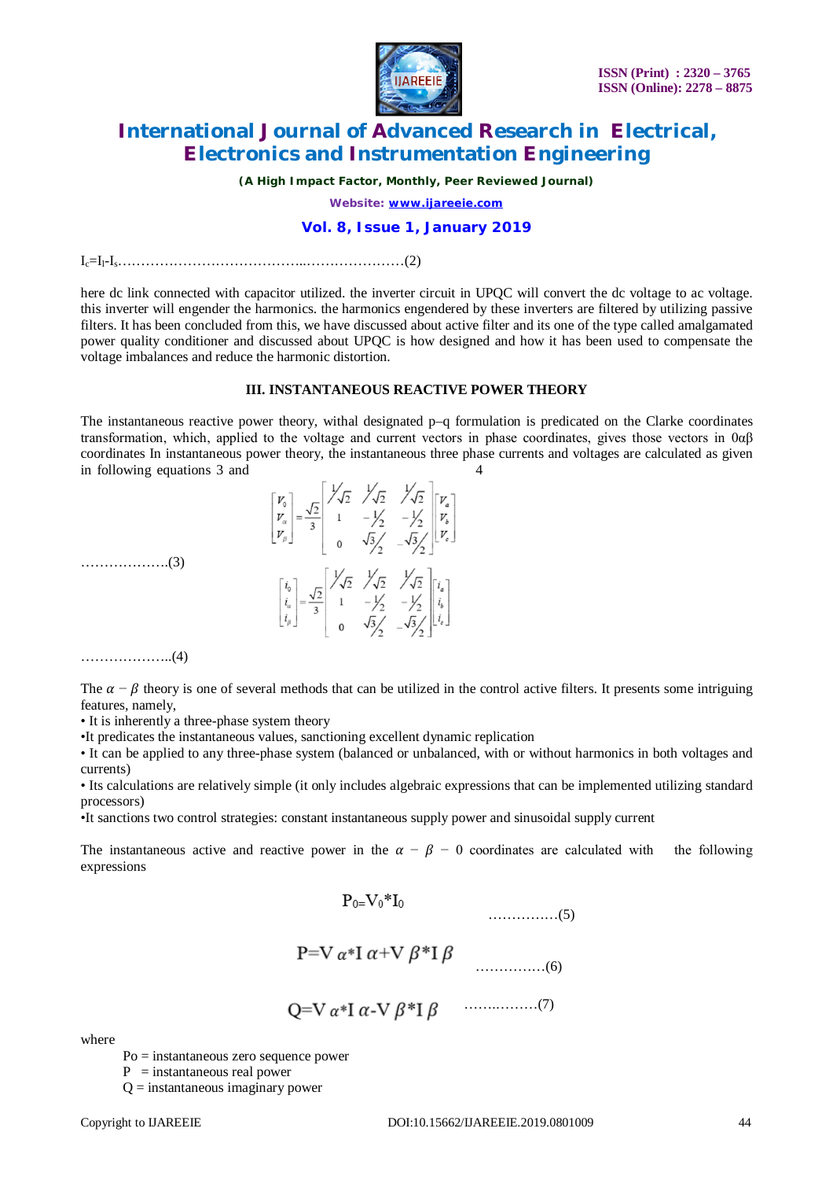$I_c = I_l - I_s$……………………………………..…………………(2)

here dc link connected with capacitor utilized. the inverter circuit in UPQC will convert the dc voltage to ac voltage. this inverter will engender the harmonics. the harmonics engendered by these inverters are filtered by utilizing passive filters. It has been concluded from this, we have discussed about active filter and its one of the type called amalgamated power quality conditioner and discussed about UPQC is how designed and how it has been used to compensate the voltage imbalances and reduce the harmonic distortion.

### III. INSTANTANEOUS REACTIVE POWER THEORY

The instantaneous reactive power theory, withal designated p–q formulation is predicated on the Clarke coordinates transformation, which, applied to the voltage and current vectors in phase coordinates, gives those vectors in 0αβ coordinates In instantaneous power theory, the instantaneous three phase currents and voltages are calculated as given in following equations 3 and 4

$$\begin{bmatrix} V_0 \\ V_\alpha \\ V_\beta \end{bmatrix} = \frac{\sqrt{2}}{3} \begin{bmatrix} 1/\sqrt{2} & 1/\sqrt{2} & 1/\sqrt{2} \\ 1 & -1/2 & -1/2 \\ 0 & \sqrt{3}/2 & -\sqrt{3}/2 \end{bmatrix} \begin{bmatrix} V_a \\ V_b \\ V_c \end{bmatrix}$$

……………….(3)

$$\begin{bmatrix} i_0 \\ i_\alpha \\ i_\beta \end{bmatrix} = \frac{\sqrt{2}}{3} \begin{bmatrix} 1/\sqrt{2} & 1/\sqrt{2} & 1/\sqrt{2} \\ 1 & -1/2 & -1/2 \\ 0 & \sqrt{3}/2 & -\sqrt{3}/2 \end{bmatrix} \begin{bmatrix} i_a \\ i_b \\ i_c \end{bmatrix}$$

………………..(4)

The $\alpha - \beta$ theory is one of several methods that can be utilized in the control active filters. It presents some intriguing features, namely,

- It is inherently a three-phase system theory
- It predicates the instantaneous values, sanctioning excellent dynamic replication
- It can be applied to any three-phase system (balanced or unbalanced, with or without harmonics in both voltages and currents)
- Its calculations are relatively simple (it only includes algebraic expressions that can be implemented utilizing standard processors)
- It sanctions two control strategies: constant instantaneous supply power and sinusoidal supply current

The instantaneous active and reactive power in the $\alpha - \beta - 0$ coordinates are calculated with the following expressions

$$P_0 = V_0 * I_0 \quad \text{……………(5)}$$

$$P = V\alpha * I\alpha + V\beta * I\beta \quad \text{……………(6)}$$

$$Q = V\alpha * I\alpha - V\beta * I\beta \quad \text{……………(7)}$$

where

Po = instantaneous zero sequence power
P = instantaneous real power
Q = instantaneous imaginary power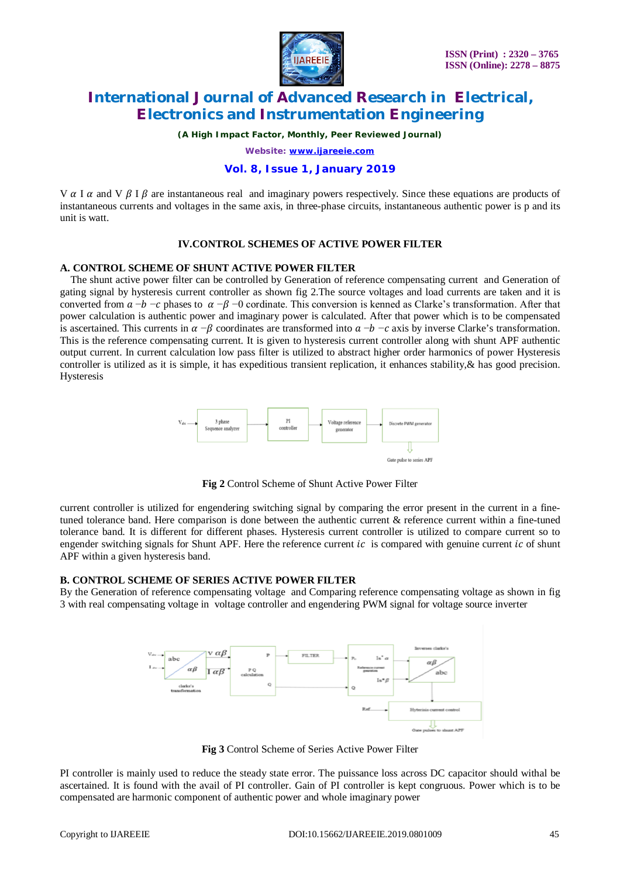$V\alpha I\alpha$ and $V\beta I\beta$ are instantaneous real and imaginary powers respectively. Since these equations are products of instantaneous currents and voltages in the same axis, in three-phase circuits, instantaneous authentic power is p and its unit is watt.

## IV.CONTROL SCHEMES OF ACTIVE POWER FILTER

### A. CONTROL SCHEME OF SHUNT ACTIVE POWER FILTER

The shunt active power filter can be controlled by Generation of reference compensating current and Generation of gating signal by hysteresis current controller as shown fig 2.The source voltages and load currents are taken and it is converted from $a-b-c$ phases to $\alpha-\beta-0$ cordinate. This conversion is kenned as Clarke's transformation. After that power calculation is authentic power and imaginary power is calculated. After that power which is to be compensated is ascertained. This currents in $\alpha-\beta$ coordinates are transformed into $a-b-c$ axis by inverse Clarke's transformation. This is the reference compensating current. It is given to hysteresis current controller along with shunt APF authentic output current. In current calculation low pass filter is utilized to abstract higher order harmonics of power Hysteresis controller is utilized as it is simple, it has expeditious transient replication, it enhances stability,& has good precision. Hysteresis

**Fig 2** Control Scheme of Shunt Active Power Filter

current controller is utilized for engendering switching signal by comparing the error present in the current in a fine-tuned tolerance band. Here comparison is done between the authentic current & reference current within a fine-tuned tolerance band. It is different for different phases. Hysteresis current controller is utilized to compare current so to engender switching signals for Shunt APF. Here the reference current $ic$ is compared with genuine current $ic$ of shunt APF within a given hysteresis band.

### B. CONTROL SCHEME OF SERIES ACTIVE POWER FILTER

By the Generation of reference compensating voltage and Comparing reference compensating voltage as shown in fig 3 with real compensating voltage in voltage controller and engendering PWM signal for voltage source inverter

**Fig 3** Control Scheme of Series Active Power Filter

PI controller is mainly used to reduce the steady state error. The puissance loss across DC capacitor should withal be ascertained. It is found with the avail of PI controller. Gain of PI controller is kept congruous. Power which is to be compensated are harmonic component of authentic power and whole imaginary power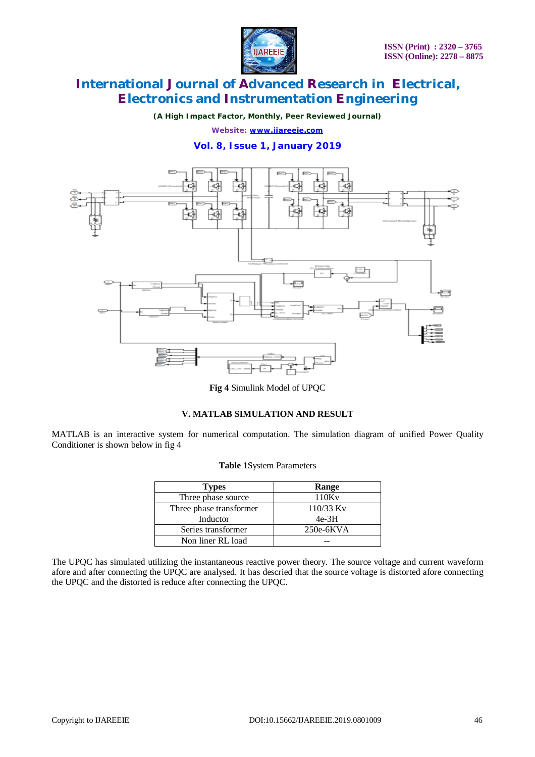Fig 4 Simulink Model of UPQC

### V. MATLAB SIMULATION AND RESULT

MATLAB is an interactive system for numerical computation. The simulation diagram of unified Power Quality Conditioner is shown below in fig 4

**Table 1**System Parameters

| Types | Range |
|---|---|
| Three phase source | 110Kv |
| Three phase transformer | 110/33 Kv |
| Inductor | 4e-3H |
| Series transformer | 250e-6KVA |
| Non liner RL load | -- |

The UPQC has simulated utilizing the instantaneous reactive power theory. The source voltage and current waveform afore and after connecting the UPQC are analysed. It has descried that the source voltage is distorted afore connecting the UPQC and the distorted is reduce after connecting the UPQC.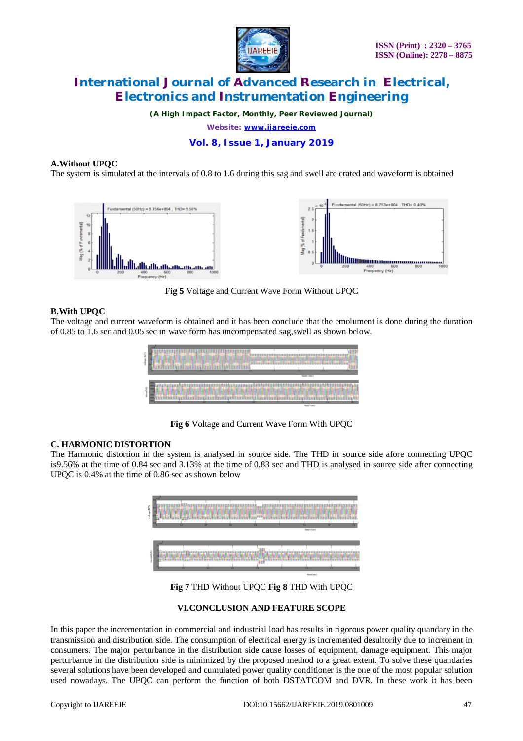### A.Without UPQC

The system is simulated at the intervals of 0.8 to 1.6 during this sag and swell are crated and waveform is obtained

**Fig 5** Voltage and Current Wave Form Without UPQC

### B.With UPQC

The voltage and current waveform is obtained and it has been conclude that the emolument is done during the duration of 0.85 to 1.6 sec and 0.05 sec in wave form has uncompensated sag,swell as shown below.

**Fig 6** Voltage and Current Wave Form With UPQC

### C. HARMONIC DISTORTION

The Harmonic distortion in the system is analysed in source side. The THD in source side afore connecting UPQC is9.56% at the time of 0.84 sec and 3.13% at the time of 0.83 sec and THD is analysed in source side after connecting UPQC is 0.4% at the time of 0.86 sec as shown below

**Fig 7** THD Without UPQC **Fig 8** THD With UPQC

## VI.CONCLUSION AND FEATURE SCOPE

In this paper the incrementation in commercial and industrial load has results in rigorous power quality quandary in the transmission and distribution side. The consumption of electrical energy is incremented desultorily due to increment in consumers. The major perturbance in the distribution side cause losses of equipment, damage equipment. This major perturbance in the distribution side is minimized by the proposed method to a great extent. To solve these quandaries several solutions have been developed and cumulated power quality conditioner is the one of the most popular solution used nowadays. The UPQC can perform the function of both DSTATCOM and DVR. In these work it has been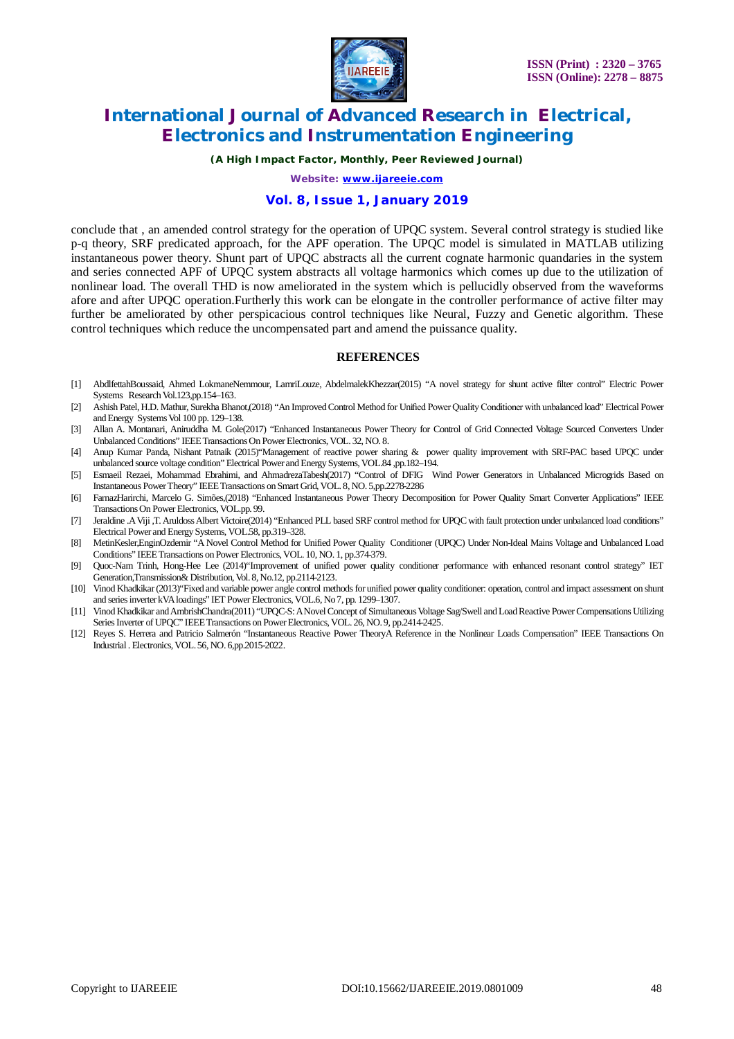conclude that , an amended control strategy for the operation of UPQC system. Several control strategy is studied like p-q theory, SRF predicated approach, for the APF operation. The UPQC model is simulated in MATLAB utilizing instantaneous power theory. Shunt part of UPQC abstracts all the current cognate harmonic quandaries in the system and series connected APF of UPQC system abstracts all voltage harmonics which comes up due to the utilization of nonlinear load. The overall THD is now ameliorated in the system which is pellucidly observed from the waveforms afore and after UPQC operation.Furtherly this work can be elongate in the controller performance of active filter may further be ameliorated by other perspicacious control techniques like Neural, Fuzzy and Genetic algorithm. These control techniques which reduce the uncompensated part and amend the puissance quality.

## REFERENCES

[1] AbdlfettahBoussaid, Ahmed LokmaneNemmour, LamriLouze, AbdelmalekKhezzar(2015) "A novel strategy for shunt active filter control" Electric Power Systems Research Vol.123,pp.154–163.

[2] Ashish Patel, H.D. Mathur, Surekha Bhanot,(2018) "An Improved Control Method for Unified Power Quality Conditioner with unbalanced load" Electrical Power and Energy Systems Vol 100 pp. 129–138.

[3] Allan A. Montanari, Aniruddha M. Gole(2017) "Enhanced Instantaneous Power Theory for Control of Grid Connected Voltage Sourced Converters Under Unbalanced Conditions" IEEE Transactions On Power Electronics, VOL. 32, NO. 8.

[4] Anup Kumar Panda, Nishant Patnaik (2015)"Management of reactive power sharing & power quality improvement with SRF-PAC based UPQC under unbalanced source voltage condition" Electrical Power and Energy Systems, VOL.84 ,pp.182–194.

[5] Esmaeil Rezaei, Mohammad Ebrahimi, and AhmadrezaTabesh(2017) "Control of DFIG Wind Power Generators in Unbalanced Microgrids Based on Instantaneous Power Theory" IEEE Transactions on Smart Grid, VOL. 8, NO. 5,pp.2278-2286

[6] FarnazHarirchi, Marcelo G. Simões,(2018) "Enhanced Instantaneous Power Theory Decomposition for Power Quality Smart Converter Applications" IEEE Transactions On Power Electronics, VOL.pp. 99.

[7] Jeraldine .A Viji ,T. Aruldoss Albert Victoire(2014) "Enhanced PLL based SRF control method for UPQC with fault protection under unbalanced load conditions" Electrical Power and Energy Systems, VOL.58, pp.319–328.

[8] MetinKesler,EnginOzdemir "A Novel Control Method for Unified Power Quality Conditioner (UPQC) Under Non-Ideal Mains Voltage and Unbalanced Load Conditions" IEEE Transactions on Power Electronics, VOL. 10, NO. 1, pp.374-379.

[9] Quoc-Nam Trinh, Hong-Hee Lee (2014)"Improvement of unified power quality conditioner performance with enhanced resonant control strategy" IET Generation,Transmission& Distribution, Vol. 8, No.12, pp.2114-2123.

[10] Vinod Khadkikar (2013)"Fixed and variable power angle control methods for unified power quality conditioner: operation, control and impact assessment on shunt and series inverter kVA loadings" IET Power Electronics, VOL.6, No 7, pp. 1299–1307.

[11] Vinod Khadkikar and AmbrishChandra(2011) "UPQC-S: A Novel Concept of Simultaneous Voltage Sag/Swell and Load Reactive Power Compensations Utilizing Series Inverter of UPQC" IEEE Transactions on Power Electronics, VOL. 26, NO. 9, pp.2414-2425.

[12] Reyes S. Herrera and Patricio Salmerón "Instantaneous Reactive Power TheoryA Reference in the Nonlinear Loads Compensation" IEEE Transactions On Industrial . Electronics, VOL. 56, NO. 6,pp.2015-2022.